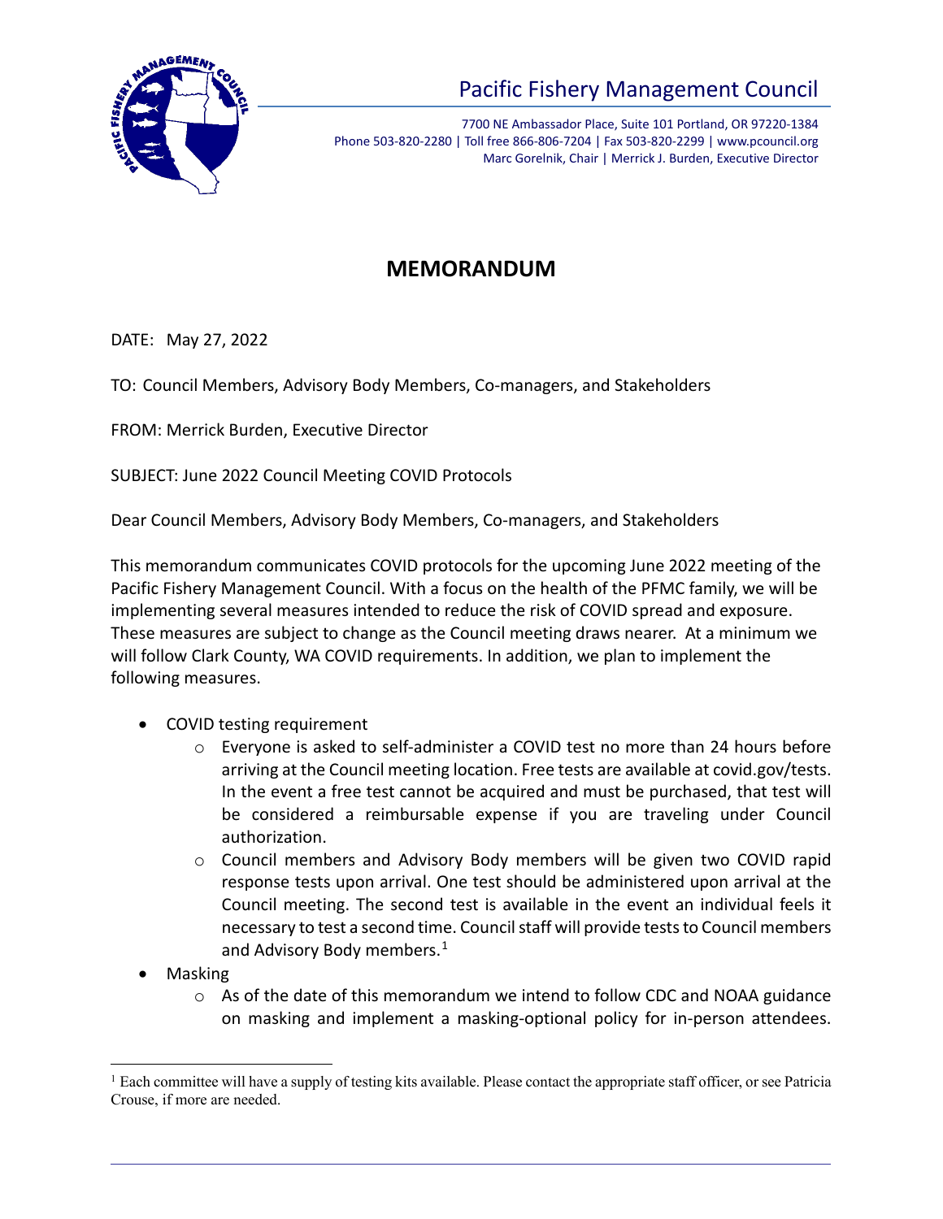# Pacific Fishery Management Council

7700 NE Ambassador Place, Suite 101 Portland, OR 97220-1384
Phone 503-820-2280 | Toll free 866-806-7204 | Fax 503-820-2299 | www.pcouncil.org
Marc Gorelnik, Chair | Merrick J. Burden, Executive Director

## MEMORANDUM

DATE: May 27, 2022

TO: Council Members, Advisory Body Members, Co-managers, and Stakeholders

FROM: Merrick Burden, Executive Director

SUBJECT: June 2022 Council Meeting COVID Protocols

Dear Council Members, Advisory Body Members, Co-managers, and Stakeholders

This memorandum communicates COVID protocols for the upcoming June 2022 meeting of the Pacific Fishery Management Council. With a focus on the health of the PFMC family, we will be implementing several measures intended to reduce the risk of COVID spread and exposure. These measures are subject to change as the Council meeting draws nearer. At a minimum we will follow Clark County, WA COVID requirements. In addition, we plan to implement the following measures.

- COVID testing requirement
  - Everyone is asked to self-administer a COVID test no more than 24 hours before arriving at the Council meeting location. Free tests are available at covid.gov/tests. In the event a free test cannot be acquired and must be purchased, that test will be considered a reimbursable expense if you are traveling under Council authorization.
  - Council members and Advisory Body members will be given two COVID rapid response tests upon arrival. One test should be administered upon arrival at the Council meeting. The second test is available in the event an individual feels it necessary to test a second time. Council staff will provide tests to Council members and Advisory Body members.[1]
- Masking
  - As of the date of this memorandum we intend to follow CDC and NOAA guidance on masking and implement a masking-optional policy for in-person attendees.

[1] Each committee will have a supply of testing kits available. Please contact the appropriate staff officer, or see Patricia Crouse, if more are needed.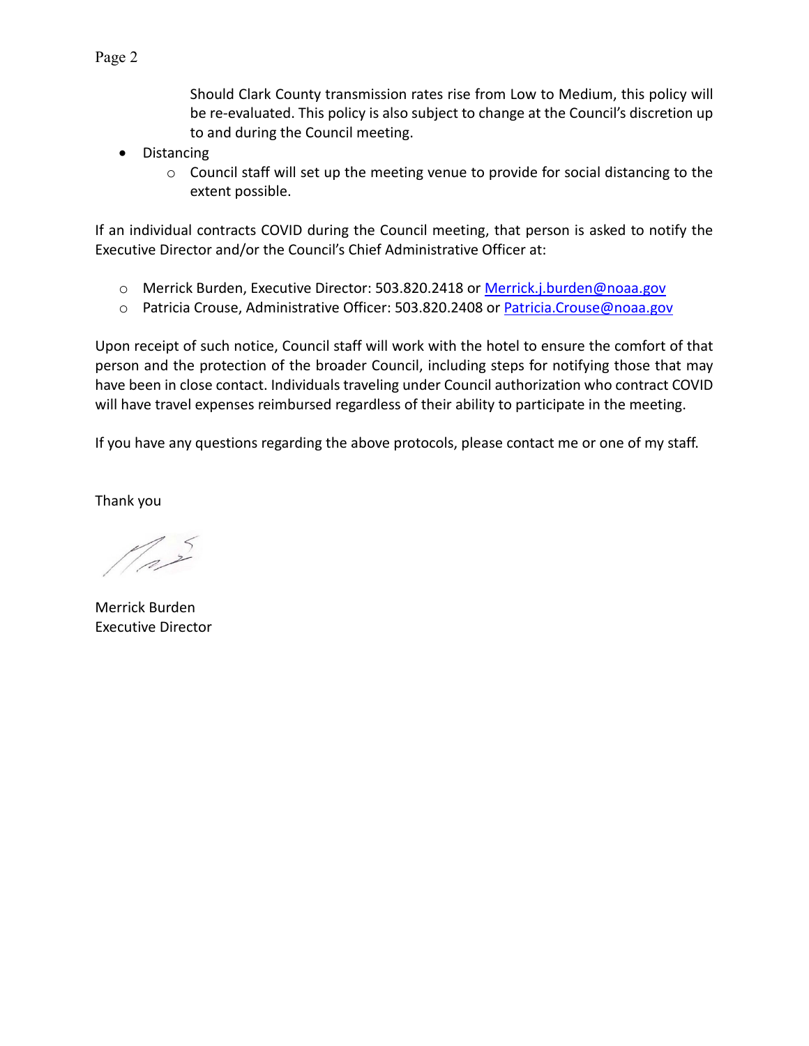Should Clark County transmission rates rise from Low to Medium, this policy will be re-evaluated. This policy is also subject to change at the Council's discretion up to and during the Council meeting.

- Distancing
  - Council staff will set up the meeting venue to provide for social distancing to the extent possible.

If an individual contracts COVID during the Council meeting, that person is asked to notify the Executive Director and/or the Council's Chief Administrative Officer at:

- Merrick Burden, Executive Director: 503.820.2418 or Merrick.j.burden@noaa.gov
- Patricia Crouse, Administrative Officer: 503.820.2408 or Patricia.Crouse@noaa.gov

Upon receipt of such notice, Council staff will work with the hotel to ensure the comfort of that person and the protection of the broader Council, including steps for notifying those that may have been in close contact. Individuals traveling under Council authorization who contract COVID will have travel expenses reimbursed regardless of their ability to participate in the meeting.

If you have any questions regarding the above protocols, please contact me or one of my staff.

Thank you

Merrick Burden
Executive Director